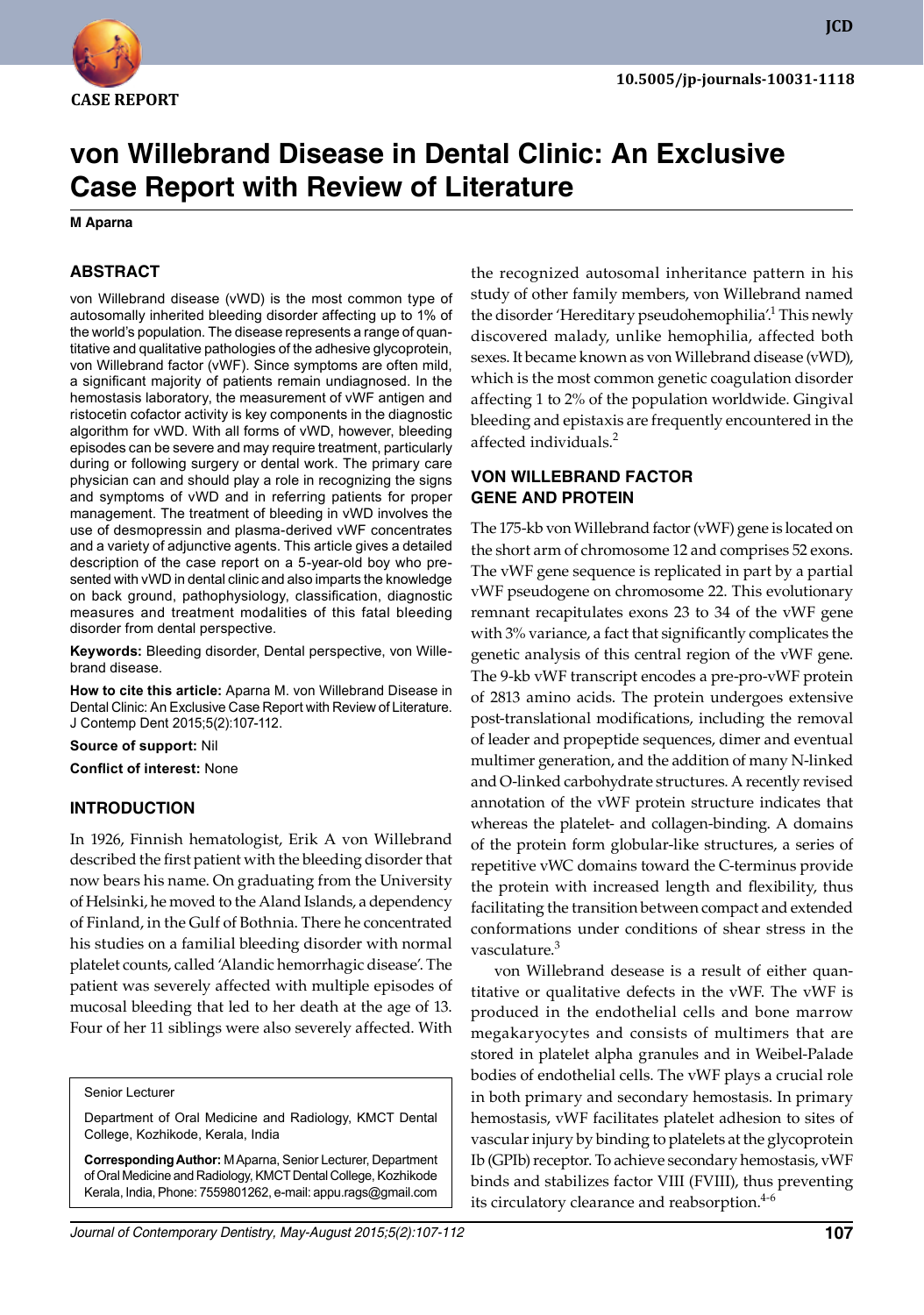CASE REPORT

10.5005/jp-journals-10031-1118

# von Willebrand Disease in Dental Clinic: An Exclusive Case Report with Review of Literature

**M Aparna**

## ABSTRACT

von Willebrand disease (vWD) is the most common type of autosomally inherited bleeding disorder affecting up to 1% of the world's population. The disease represents a range of quantitative and qualitative pathologies of the adhesive glycoprotein, von Willebrand factor (vWF). Since symptoms are often mild, a significant majority of patients remain undiagnosed. In the hemostasis laboratory, the measurement of vWF antigen and ristocetin cofactor activity is key components in the diagnostic algorithm for vWD. With all forms of vWD, however, bleeding episodes can be severe and may require treatment, particularly during or following surgery or dental work. The primary care physician can and should play a role in recognizing the signs and symptoms of vWD and in referring patients for proper management. The treatment of bleeding in vWD involves the use of desmopressin and plasma-derived vWF concentrates and a variety of adjunctive agents. This article gives a detailed description of the case report on a 5-year-old boy who presented with vWD in dental clinic and also imparts the knowledge on back ground, pathophysiology, classification, diagnostic measures and treatment modalities of this fatal bleeding disorder from dental perspective.

**Keywords:** Bleeding disorder, Dental perspective, von Willebrand disease.

**How to cite this article:** Aparna M. von Willebrand Disease in Dental Clinic: An Exclusive Case Report with Review of Literature. J Contemp Dent 2015;5(2):107-112.

**Source of support:** Nil

**Conflict of interest:** None

## INTRODUCTION

In 1926, Finnish hematologist, Erik A von Willebrand described the first patient with the bleeding disorder that now bears his name. On graduating from the University of Helsinki, he moved to the Aland Islands, a dependency of Finland, in the Gulf of Bothnia. There he concentrated his studies on a familial bleeding disorder with normal platelet counts, called 'Alandic hemorrhagic disease'. The patient was severely affected with multiple episodes of mucosal bleeding that led to her death at the age of 13. Four of her 11 siblings were also severely affected. With the recognized autosomal inheritance pattern in his study of other family members, von Willebrand named the disorder 'Hereditary pseudohemophilia'.[1] This newly discovered malady, unlike hemophilia, affected both sexes. It became known as von Willebrand disease (vWD), which is the most common genetic coagulation disorder affecting 1 to 2% of the population worldwide. Gingival bleeding and epistaxis are frequently encountered in the affected individuals.[2]

## VON WILLEBRAND FACTOR GENE AND PROTEIN

The 175-kb von Willebrand factor (vWF) gene is located on the short arm of chromosome 12 and comprises 52 exons. The vWF gene sequence is replicated in part by a partial vWF pseudogene on chromosome 22. This evolutionary remnant recapitulates exons 23 to 34 of the vWF gene with 3% variance, a fact that significantly complicates the genetic analysis of this central region of the vWF gene. The 9-kb vWF transcript encodes a pre-pro-vWF protein of 2813 amino acids. The protein undergoes extensive post-translational modifications, including the removal of leader and propeptide sequences, dimer and eventual multimer generation, and the addition of many N-linked and O-linked carbohydrate structures. A recently revised annotation of the vWF protein structure indicates that whereas the platelet- and collagen-binding. A domains of the protein form globular-like structures, a series of repetitive vWC domains toward the C-terminus provide the protein with increased length and flexibility, thus facilitating the transition between compact and extended conformations under conditions of shear stress in the vasculature.[3]

von Willebrand desease is a result of either quantitative or qualitative defects in the vWF. The vWF is produced in the endothelial cells and bone marrow megakaryocytes and consists of multimers that are stored in platelet alpha granules and in Weibel-Palade bodies of endothelial cells. The vWF plays a crucial role in both primary and secondary hemostasis. In primary hemostasis, vWF facilitates platelet adhesion to sites of vascular injury by binding to platelets at the glycoprotein Ib (GPIb) receptor. To achieve secondary hemostasis, vWF binds and stabilizes factor VIII (FVIII), thus preventing its circulatory clearance and reabsorption.[4-6]

Senior Lecturer

Department of Oral Medicine and Radiology, KMCT Dental College, Kozhikode, Kerala, India

**Corresponding Author:** M Aparna, Senior Lecturer, Department of Oral Medicine and Radiology, KMCT Dental College, Kozhikode Kerala, India, Phone: 7559801262, e-mail: appu.rags@gmail.com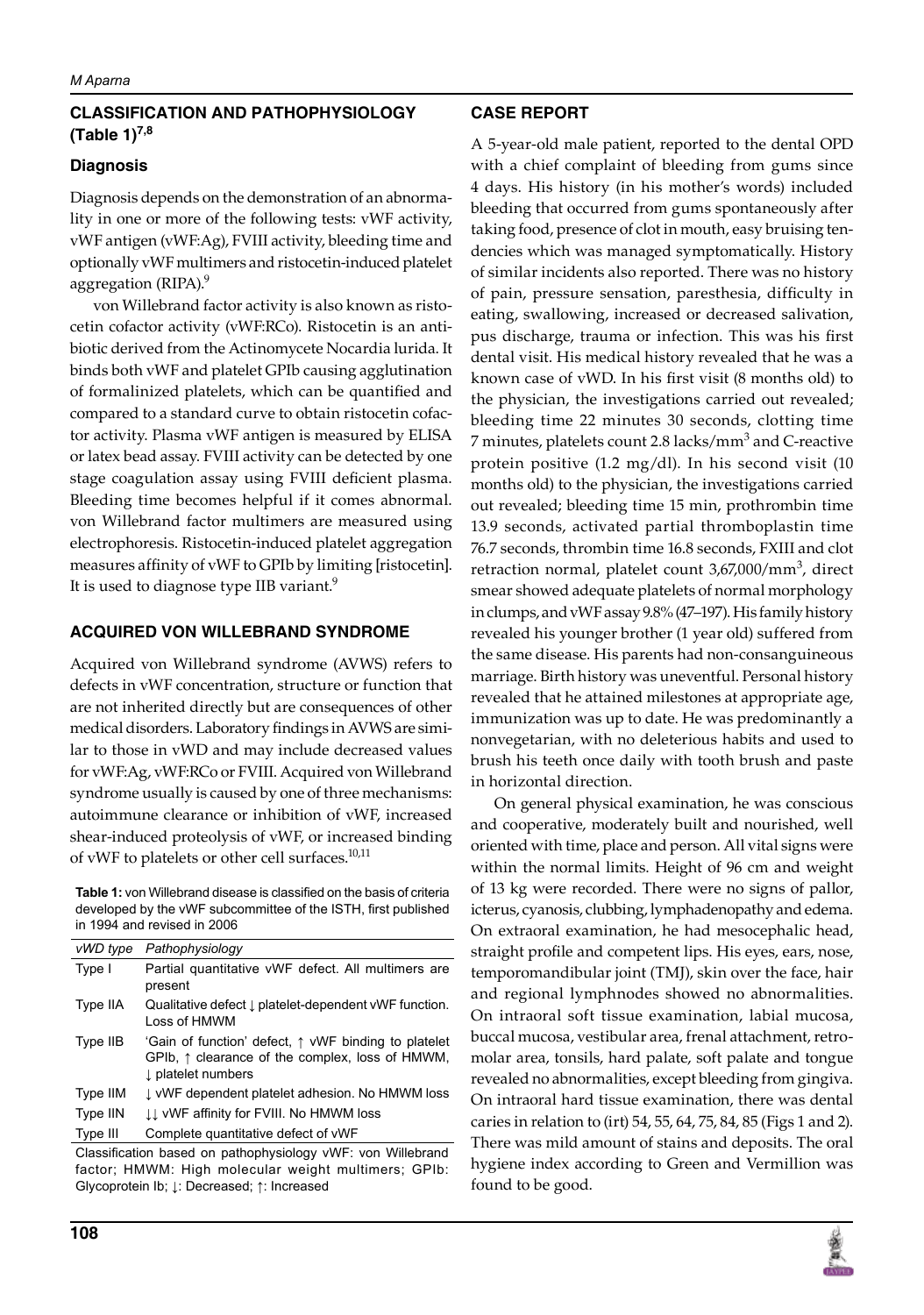## CLASSIFICATION AND PATHOPHYSIOLOGY (Table 1)[7,8]

### Diagnosis

Diagnosis depends on the demonstration of an abnormality in one or more of the following tests: vWF activity, vWF antigen (vWF:Ag), FVIII activity, bleeding time and optionally vWF multimers and ristocetin-induced platelet aggregation (RIPA).[9]

von Willebrand factor activity is also known as ristocetin cofactor activity (vWF:RCo). Ristocetin is an antibiotic derived from the Actinomycete Nocardia lurida. It binds both vWF and platelet GPIb causing agglutination of formalinized platelets, which can be quantified and compared to a standard curve to obtain ristocetin cofactor activity. Plasma vWF antigen is measured by ELISA or latex bead assay. FVIII activity can be detected by one stage coagulation assay using FVIII deficient plasma. Bleeding time becomes helpful if it comes abnormal. von Willebrand factor multimers are measured using electrophoresis. Ristocetin-induced platelet aggregation measures affinity of vWF to GPIb by limiting [ristocetin]. It is used to diagnose type IIB variant.[9]

## ACQUIRED VON WILLEBRAND SYNDROME

Acquired von Willebrand syndrome (AVWS) refers to defects in vWF concentration, structure or function that are not inherited directly but are consequences of other medical disorders. Laboratory findings in AVWS are similar to those in vWD and may include decreased values for vWF:Ag, vWF:RCo or FVIII. Acquired von Willebrand syndrome usually is caused by one of three mechanisms: autoimmune clearance or inhibition of vWF, increased shear-induced proteolysis of vWF, or increased binding of vWF to platelets or other cell surfaces.[10,11]

**Table 1:** von Willebrand disease is classified on the basis of criteria developed by the vWF subcommittee of the ISTH, first published in 1994 and revised in 2006

| *vWD type* | *Pathophysiology* |
|---|---|
| Type I | Partial quantitative vWF defect. All multimers are present |
| Type IIA | Qualitative defect ↓ platelet-dependent vWF function. Loss of HMWM |
| Type IIB | 'Gain of function' defect, ↑ vWF binding to platelet GPIb, ↑ clearance of the complex, loss of HMWM, ↓ platelet numbers |
| Type IIM | ↓ vWF dependent platelet adhesion. No HMWM loss |
| Type IIN | ↓↓ vWF affinity for FVIII. No HMWM loss |
| Type III | Complete quantitative defect of vWF |

Classification based on pathophysiology vWF: von Willebrand factor; HMWM: High molecular weight multimers; GPIb: Glycoprotein Ib; ↓: Decreased; ↑: Increased

## CASE REPORT

A 5-year-old male patient, reported to the dental OPD with a chief complaint of bleeding from gums since 4 days. His history (in his mother's words) included bleeding that occurred from gums spontaneously after taking food, presence of clot in mouth, easy bruising tendencies which was managed symptomatically. History of similar incidents also reported. There was no history of pain, pressure sensation, paresthesia, difficulty in eating, swallowing, increased or decreased salivation, pus discharge, trauma or infection. This was his first dental visit. His medical history revealed that he was a known case of vWD. In his first visit (8 months old) to the physician, the investigations carried out revealed; bleeding time 22 minutes 30 seconds, clotting time 7 minutes, platelets count 2.8 lacks/mm$^3$ and C-reactive protein positive (1.2 mg/dl). In his second visit (10 months old) to the physician, the investigations carried out revealed; bleeding time 15 min, prothrombin time 13.9 seconds, activated partial thromboplastin time 76.7 seconds, thrombin time 16.8 seconds, FXIII and clot retraction normal, platelet count 3,67,000/mm$^3$, direct smear showed adequate platelets of normal morphology in clumps, and vWF assay 9.8% (47–197). His family history revealed his younger brother (1 year old) suffered from the same disease. His parents had non-consanguineous marriage. Birth history was uneventful. Personal history revealed that he attained milestones at appropriate age, immunization was up to date. He was predominantly a nonvegetarian, with no deleterious habits and used to brush his teeth once daily with tooth brush and paste in horizontal direction.

On general physical examination, he was conscious and cooperative, moderately built and nourished, well oriented with time, place and person. All vital signs were within the normal limits. Height of 96 cm and weight of 13 kg were recorded. There were no signs of pallor, icterus, cyanosis, clubbing, lymphadenopathy and edema. On extraoral examination, he had mesocephalic head, straight profile and competent lips. His eyes, ears, nose, temporomandibular joint (TMJ), skin over the face, hair and regional lymphnodes showed no abnormalities. On intraoral soft tissue examination, labial mucosa, buccal mucosa, vestibular area, frenal attachment, retromolar area, tonsils, hard palate, soft palate and tongue revealed no abnormalities, except bleeding from gingiva. On intraoral hard tissue examination, there was dental caries in relation to (irt) 54, 55, 64, 75, 84, 85 (Figs 1 and 2). There was mild amount of stains and deposits. The oral hygiene index according to Green and Vermillion was found to be good.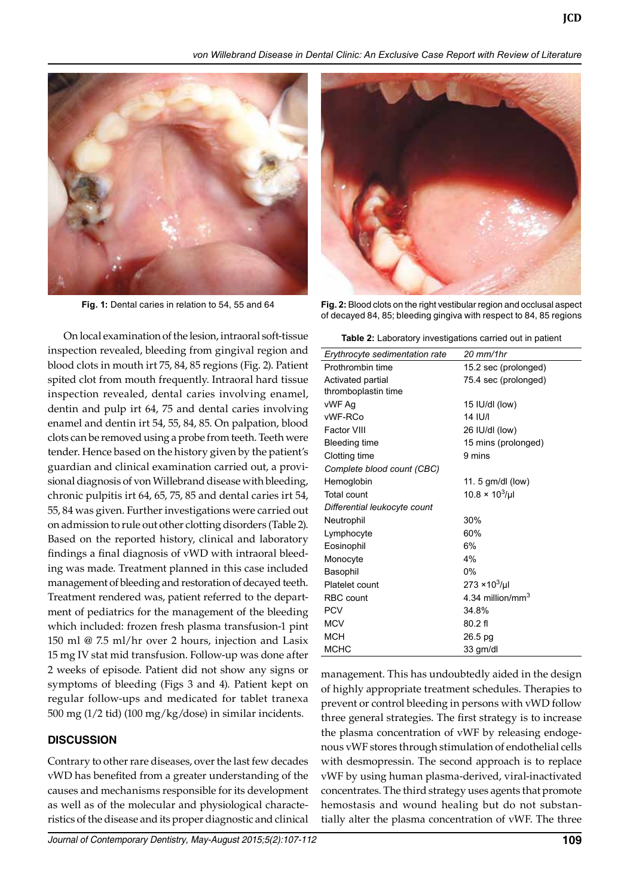Fig. 1: Dental caries in relation to 54, 55 and 64

Fig. 2: Blood clots on the right vestibular region and occlusal aspect of decayed 84, 85; bleeding gingiva with respect to 84, 85 regions

On local examination of the lesion, intraoral soft-tissue inspection revealed, bleeding from gingival region and blood clots in mouth irt 75, 84, 85 regions (Fig. 2). Patient spited clot from mouth frequently. Intraoral hard tissue inspection revealed, dental caries involving enamel, dentin and pulp irt 64, 75 and dental caries involving enamel and dentin irt 54, 55, 84, 85. On palpation, blood clots can be removed using a probe from teeth. Teeth were tender. Hence based on the history given by the patient's guardian and clinical examination carried out, a provisional diagnosis of von Willebrand disease with bleeding, chronic pulpitis irt 64, 65, 75, 85 and dental caries irt 54, 55, 84 was given. Further investigations were carried out on admission to rule out other clotting disorders (Table 2). Based on the reported history, clinical and laboratory findings a final diagnosis of vWD with intraoral bleeding was made. Treatment planned in this case included management of bleeding and restoration of decayed teeth. Treatment rendered was, patient referred to the department of pediatrics for the management of the bleeding which included: frozen fresh plasma transfusion-1 pint 150 ml @ 7.5 ml/hr over 2 hours, injection and Lasix 15 mg IV stat mid transfusion. Follow-up was done after 2 weeks of episode. Patient did not show any signs or symptoms of bleeding (Figs 3 and 4). Patient kept on regular follow-ups and medicated for tablet tranexa 500 mg (1/2 tid) (100 mg/kg/dose) in similar incidents.

**Table 2:** Laboratory investigations carried out in patient

| *Erythrocyte sedimentation rate* | *20 mm/1hr* |
|---|---|
| Prothrombin time | 15.2 sec (prolonged) |
| Activated partial thromboplastin time | 75.4 sec (prolonged) |
| vWF Ag | 15 IU/dl (low) |
| vWF-RCo | 14 IU/l |
| Factor VIII | 26 IU/dl (low) |
| Bleeding time | 15 mins (prolonged) |
| Clotting time | 9 mins |
| *Complete blood count (CBC)* | |
| Hemoglobin | 11. 5 gm/dl (low) |
| Total count | $10.8 \times 10^3/\mu l$ |
| *Differential leukocyte count* | |
| Neutrophil | 30% |
| Lymphocyte | 60% |
| Eosinophil | 6% |
| Monocyte | 4% |
| Basophil | 0% |
| Platelet count | $273 \times 10^3/\mu l$ |
| RBC count | 4.34 million/mm$^3$ |
| PCV | 34.8% |
| MCV | 80.2 fl |
| MCH | 26.5 pg |
| MCHC | 33 gm/dl |

## DISCUSSION

Contrary to other rare diseases, over the last few decades vWD has benefited from a greater understanding of the causes and mechanisms responsible for its development as well as of the molecular and physiological characteristics of the disease and its proper diagnostic and clinical management. This has undoubtedly aided in the design of highly appropriate treatment schedules. Therapies to prevent or control bleeding in persons with vWD follow three general strategies. The first strategy is to increase the plasma concentration of vWF by releasing endogenous vWF stores through stimulation of endothelial cells with desmopressin. The second approach is to replace vWF by using human plasma-derived, viral-inactivated concentrates. The third strategy uses agents that promote hemostasis and wound healing but do not substantially alter the plasma concentration of vWF. The three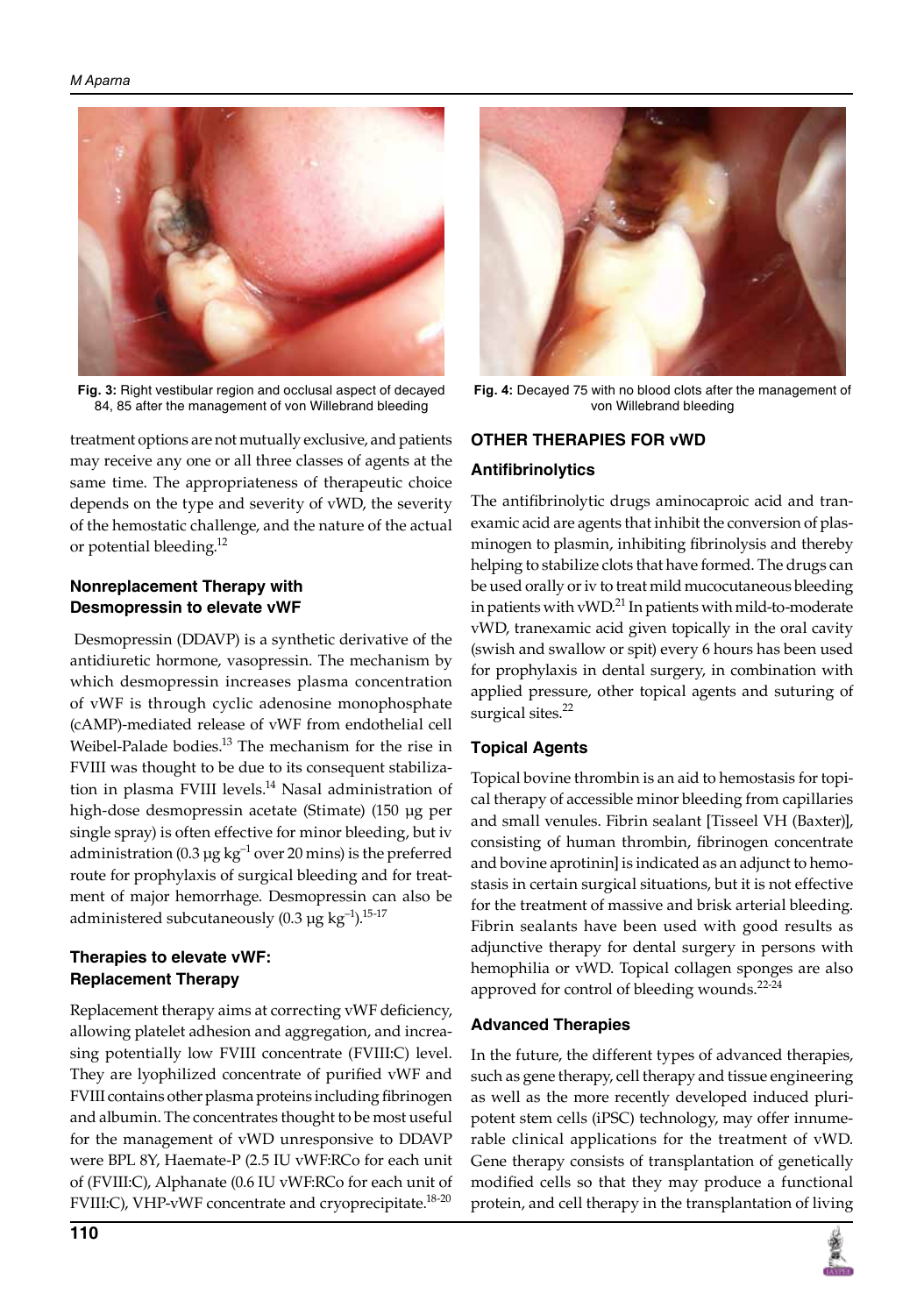Fig. 3: Right vestibular region and occlusal aspect of decayed 84, 85 after the management of von Willebrand bleeding

Fig. 4: Decayed 75 with no blood clots after the management of von Willebrand bleeding

treatment options are not mutually exclusive, and patients may receive any one or all three classes of agents at the same time. The appropriateness of therapeutic choice depends on the type and severity of vWD, the severity of the hemostatic challenge, and the nature of the actual or potential bleeding.[12]

### Nonreplacement Therapy with Desmopressin to elevate vWF

Desmopressin (DDAVP) is a synthetic derivative of the antidiuretic hormone, vasopressin. The mechanism by which desmopressin increases plasma concentration of vWF is through cyclic adenosine monophosphate (cAMP)-mediated release of vWF from endothelial cell Weibel-Palade bodies.[13] The mechanism for the rise in FVIII was thought to be due to its consequent stabilization in plasma FVIII levels.[14] Nasal administration of high-dose desmopressin acetate (Stimate) (150 µg per single spray) is often effective for minor bleeding, but iv administration (0.3 $\mu g\ kg^{-1}$ over 20 mins) is the preferred route for prophylaxis of surgical bleeding and for treatment of major hemorrhage. Desmopressin can also be administered subcutaneously (0.3 $\mu g\ kg^{-1}$).[15-17]

### Therapies to elevate vWF: Replacement Therapy

Replacement therapy aims at correcting vWF deficiency, allowing platelet adhesion and aggregation, and increasing potentially low FVIII concentrate (FVIII:C) level. They are lyophilized concentrate of purified vWF and FVIII contains other plasma proteins including fibrinogen and albumin. The concentrates thought to be most useful for the management of vWD unresponsive to DDAVP were BPL 8Y, Haemate-P (2.5 IU vWF:RCo for each unit of (FVIII:C), Alphanate (0.6 IU vWF:RCo for each unit of FVIII:C), VHP-vWF concentrate and cryoprecipitate.[18-20]

## OTHER THERAPIES FOR vWD

### Antifibrinolytics

The antifibrinolytic drugs aminocaproic acid and tranexamic acid are agents that inhibit the conversion of plasminogen to plasmin, inhibiting fibrinolysis and thereby helping to stabilize clots that have formed. The drugs can be used orally or iv to treat mild mucocutaneous bleeding in patients with vWD.[21] In patients with mild-to-moderate vWD, tranexamic acid given topically in the oral cavity (swish and swallow or spit) every 6 hours has been used for prophylaxis in dental surgery, in combination with applied pressure, other topical agents and suturing of surgical sites.[22]

### Topical Agents

Topical bovine thrombin is an aid to hemostasis for topical therapy of accessible minor bleeding from capillaries and small venules. Fibrin sealant [Tisseel VH (Baxter)], consisting of human thrombin, fibrinogen concentrate and bovine aprotinin] is indicated as an adjunct to hemostasis in certain surgical situations, but it is not effective for the treatment of massive and brisk arterial bleeding. Fibrin sealants have been used with good results as adjunctive therapy for dental surgery in persons with hemophilia or vWD. Topical collagen sponges are also approved for control of bleeding wounds.[22-24]

### Advanced Therapies

In the future, the different types of advanced therapies, such as gene therapy, cell therapy and tissue engineering as well as the more recently developed induced pluripotent stem cells (iPSC) technology, may offer innumerable clinical applications for the treatment of vWD. Gene therapy consists of transplantation of genetically modified cells so that they may produce a functional protein, and cell therapy in the transplantation of living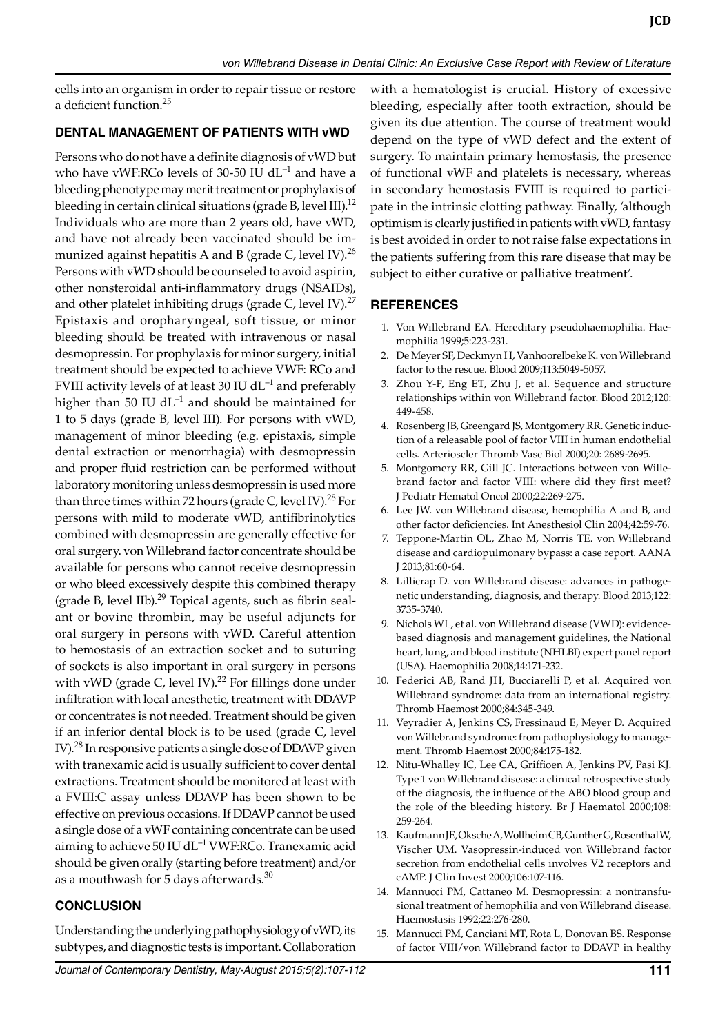cells into an organism in order to repair tissue or restore a deficient function.[25]

## DENTAL MANAGEMENT OF PATIENTS WITH vWD

Persons who do not have a definite diagnosis of vWD but who have vWF:RCo levels of 30-50 IU $dL^{-1}$ and have a bleeding phenotype may merit treatment or prophylaxis of bleeding in certain clinical situations (grade B, level III).[12] Individuals who are more than 2 years old, have vWD, and have not already been vaccinated should be immunized against hepatitis A and B (grade C, level IV).[26] Persons with vWD should be counseled to avoid aspirin, other nonsteroidal anti-inflammatory drugs (NSAIDs), and other platelet inhibiting drugs (grade C, level IV).[27] Epistaxis and oropharyngeal, soft tissue, or minor bleeding should be treated with intravenous or nasal desmopressin. For prophylaxis for minor surgery, initial treatment should be expected to achieve VWF: RCo and FVIII activity levels of at least 30 IU $dL^{-1}$ and preferably higher than 50 IU $dL^{-1}$ and should be maintained for 1 to 5 days (grade B, level III). For persons with vWD, management of minor bleeding (e.g. epistaxis, simple dental extraction or menorrhagia) with desmopressin and proper fluid restriction can be performed without laboratory monitoring unless desmopressin is used more than three times within 72 hours (grade C, level IV).[28] For persons with mild to moderate vWD, antifibrinolytics combined with desmopressin are generally effective for oral surgery. von Willebrand factor concentrate should be available for persons who cannot receive desmopressin or who bleed excessively despite this combined therapy (grade B, level IIb).[29] Topical agents, such as fibrin sealant or bovine thrombin, may be useful adjuncts for oral surgery in persons with vWD. Careful attention to hemostasis of an extraction socket and to suturing of sockets is also important in oral surgery in persons with vWD (grade C, level IV).[22] For fillings done under infiltration with local anesthetic, treatment with DDAVP or concentrates is not needed. Treatment should be given if an inferior dental block is to be used (grade C, level IV).[28] In responsive patients a single dose of DDAVP given with tranexamic acid is usually sufficient to cover dental extractions. Treatment should be monitored at least with a FVIII:C assay unless DDAVP has been shown to be effective on previous occasions. If DDAVP cannot be used a single dose of a vWF containing concentrate can be used aiming to achieve 50 IU $dL^{-1}$ VWF:RCo. Tranexamic acid should be given orally (starting before treatment) and/or as a mouthwash for 5 days afterwards.[30]

## CONCLUSION

Understanding the underlying pathophysiology of vWD, its subtypes, and diagnostic tests is important. Collaboration with a hematologist is crucial. History of excessive bleeding, especially after tooth extraction, should be given its due attention. The course of treatment would depend on the type of vWD defect and the extent of surgery. To maintain primary hemostasis, the presence of functional vWF and platelets is necessary, whereas in secondary hemostasis FVIII is required to participate in the intrinsic clotting pathway. Finally, 'although optimism is clearly justified in patients with vWD, fantasy is best avoided in order to not raise false expectations in the patients suffering from this rare disease that may be subject to either curative or palliative treatment'.

## REFERENCES

1. Von Willebrand EA. Hereditary pseudohaemophilia. Haemophilia 1999;5:223-231.
2. De Meyer SF, Deckmyn H, Vanhoorelbeke K. von Willebrand factor to the rescue. Blood 2009;113:5049-5057.
3. Zhou Y-F, Eng ET, Zhu J, et al. Sequence and structure relationships within von Willebrand factor. Blood 2012;120: 449-458.
4. Rosenberg JB, Greengard JS, Montgomery RR. Genetic induction of a releasable pool of factor VIII in human endothelial cells. Arterioscler Thromb Vasc Biol 2000;20: 2689-2695.
5. Montgomery RR, Gill JC. Interactions between von Willebrand factor and factor VIII: where did they first meet? J Pediatr Hematol Oncol 2000;22:269-275.
6. Lee JW. von Willebrand disease, hemophilia A and B, and other factor deficiencies. Int Anesthesiol Clin 2004;42:59-76.
7. Teppone-Martin OL, Zhao M, Norris TE. von Willebrand disease and cardiopulmonary bypass: a case report. AANA J 2013;81:60-64.
8. Lillicrap D. von Willebrand disease: advances in pathogenetic understanding, diagnosis, and therapy. Blood 2013;122: 3735-3740.
9. Nichols WL, et al. von Willebrand disease (VWD): evidence-based diagnosis and management guidelines, the National heart, lung, and blood institute (NHLBI) expert panel report (USA). Haemophilia 2008;14:171-232.
10. Federici AB, Rand JH, Bucciarelli P, et al. Acquired von Willebrand syndrome: data from an international registry. Thromb Haemost 2000;84:345-349.
11. Veyradier A, Jenkins CS, Fressinaud E, Meyer D. Acquired von Willebrand syndrome: from pathophysiology to management. Thromb Haemost 2000;84:175-182.
12. Nitu-Whalley IC, Lee CA, Griffioen A, Jenkins PV, Pasi KJ. Type 1 von Willebrand disease: a clinical retrospective study of the diagnosis, the influence of the ABO blood group and the role of the bleeding history. Br J Haematol 2000;108: 259-264.
13. Kaufmann JE, Oksche A, Wollheim CB, Gunther G, Rosenthal W, Vischer UM. Vasopressin-induced von Willebrand factor secretion from endothelial cells involves V2 receptors and cAMP. J Clin Invest 2000;106:107-116.
14. Mannucci PM, Cattaneo M. Desmopressin: a nontransfusional treatment of hemophilia and von Willebrand disease. Haemostasis 1992;22:276-280.
15. Mannucci PM, Canciani MT, Rota L, Donovan BS. Response of factor VIII/von Willebrand factor to DDAVP in healthy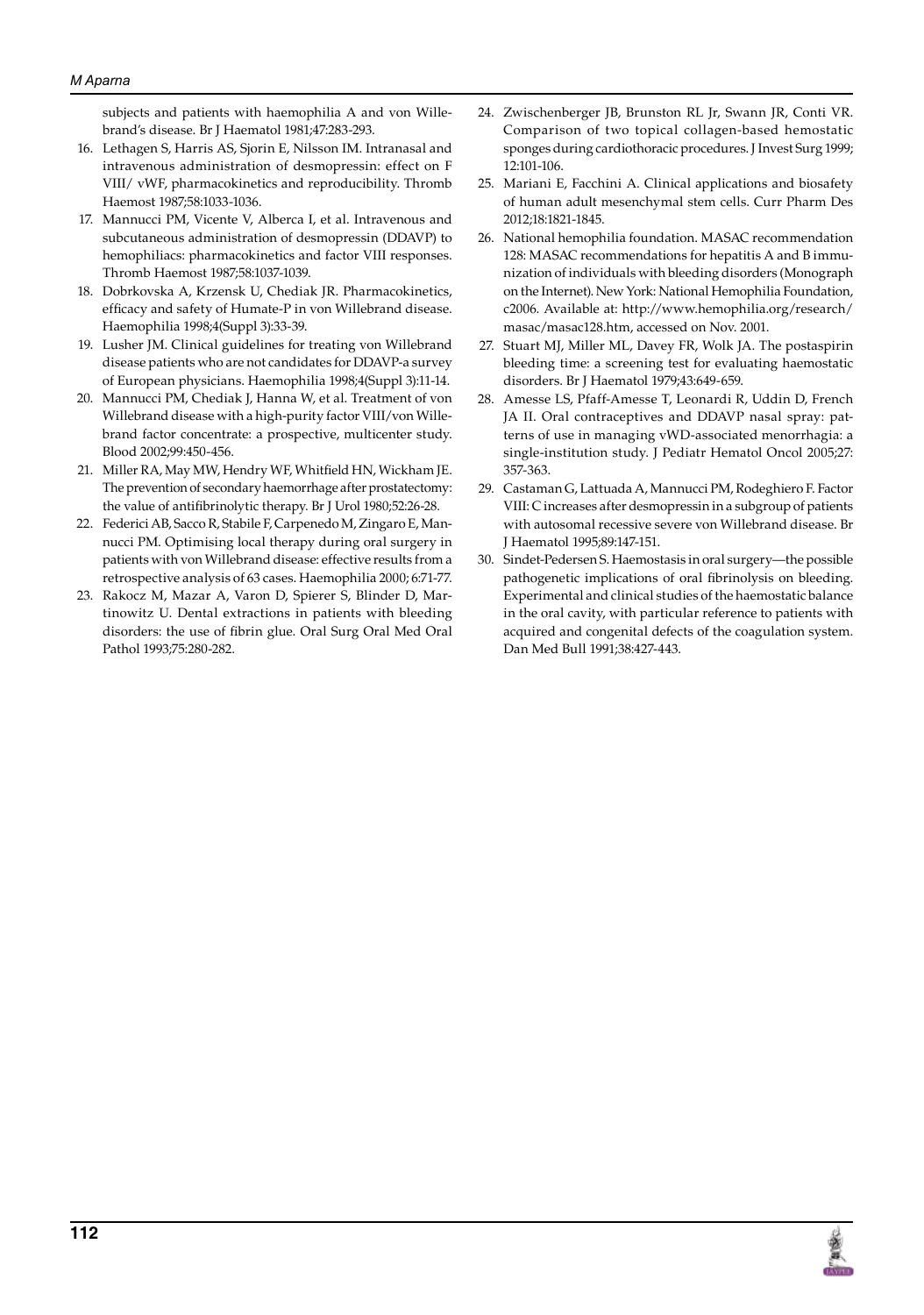subjects and patients with haemophilia A and von Willebrand's disease. Br J Haematol 1981;47:283-293.

16. Lethagen S, Harris AS, Sjorin E, Nilsson IM. Intranasal and intravenous administration of desmopressin: effect on F VIII/ vWF, pharmacokinetics and reproducibility. Thromb Haemost 1987;58:1033-1036.
17. Mannucci PM, Vicente V, Alberca I, et al. Intravenous and subcutaneous administration of desmopressin (DDAVP) to hemophiliacs: pharmacokinetics and factor VIII responses. Thromb Haemost 1987;58:1037-1039.
18. Dobrkovska A, Krzensk U, Chediak JR. Pharmacokinetics, efficacy and safety of Humate-P in von Willebrand disease. Haemophilia 1998;4(Suppl 3):33-39.
19. Lusher JM. Clinical guidelines for treating von Willebrand disease patients who are not candidates for DDAVP-a survey of European physicians. Haemophilia 1998;4(Suppl 3):11-14.
20. Mannucci PM, Chediak J, Hanna W, et al. Treatment of von Willebrand disease with a high-purity factor VIII/von Willebrand factor concentrate: a prospective, multicenter study. Blood 2002;99:450-456.
21. Miller RA, May MW, Hendry WF, Whitfield HN, Wickham JE. The prevention of secondary haemorrhage after prostatectomy: the value of antifibrinolytic therapy. Br J Urol 1980;52:26-28.
22. Federici AB, Sacco R, Stabile F, Carpenedo M, Zingaro E, Mannucci PM. Optimising local therapy during oral surgery in patients with von Willebrand disease: effective results from a retrospective analysis of 63 cases. Haemophilia 2000; 6:71-77.
23. Rakocz M, Mazar A, Varon D, Spierer S, Blinder D, Martinowitz U. Dental extractions in patients with bleeding disorders: the use of fibrin glue. Oral Surg Oral Med Oral Pathol 1993;75:280-282.
24. Zwischenberger JB, Brunston RL Jr, Swann JR, Conti VR. Comparison of two topical collagen-based hemostatic sponges during cardiothoracic procedures. J Invest Surg 1999; 12:101-106.
25. Mariani E, Facchini A. Clinical applications and biosafety of human adult mesenchymal stem cells. Curr Pharm Des 2012;18:1821-1845.
26. National hemophilia foundation. MASAC recommendation 128: MASAC recommendations for hepatitis A and B immunization of individuals with bleeding disorders (Monograph on the Internet). New York: National Hemophilia Foundation, c2006. Available at: http://www.hemophilia.org/research/masac/masac128.htm, accessed on Nov. 2001.
27. Stuart MJ, Miller ML, Davey FR, Wolk JA. The postaspirin bleeding time: a screening test for evaluating haemostatic disorders. Br J Haematol 1979;43:649-659.
28. Amesse LS, Pfaff-Amesse T, Leonardi R, Uddin D, French JA II. Oral contraceptives and DDAVP nasal spray: patterns of use in managing vWD-associated menorrhagia: a single-institution study. J Pediatr Hematol Oncol 2005;27: 357-363.
29. Castaman G, Lattuada A, Mannucci PM, Rodeghiero F. Factor VIII: C increases after desmopressin in a subgroup of patients with autosomal recessive severe von Willebrand disease. Br J Haematol 1995;89:147-151.
30. Sindet-Pedersen S. Haemostasis in oral surgery—the possible pathogenetic implications of oral fibrinolysis on bleeding. Experimental and clinical studies of the haemostatic balance in the oral cavity, with particular reference to patients with acquired and congenital defects of the coagulation system. Dan Med Bull 1991;38:427-443.